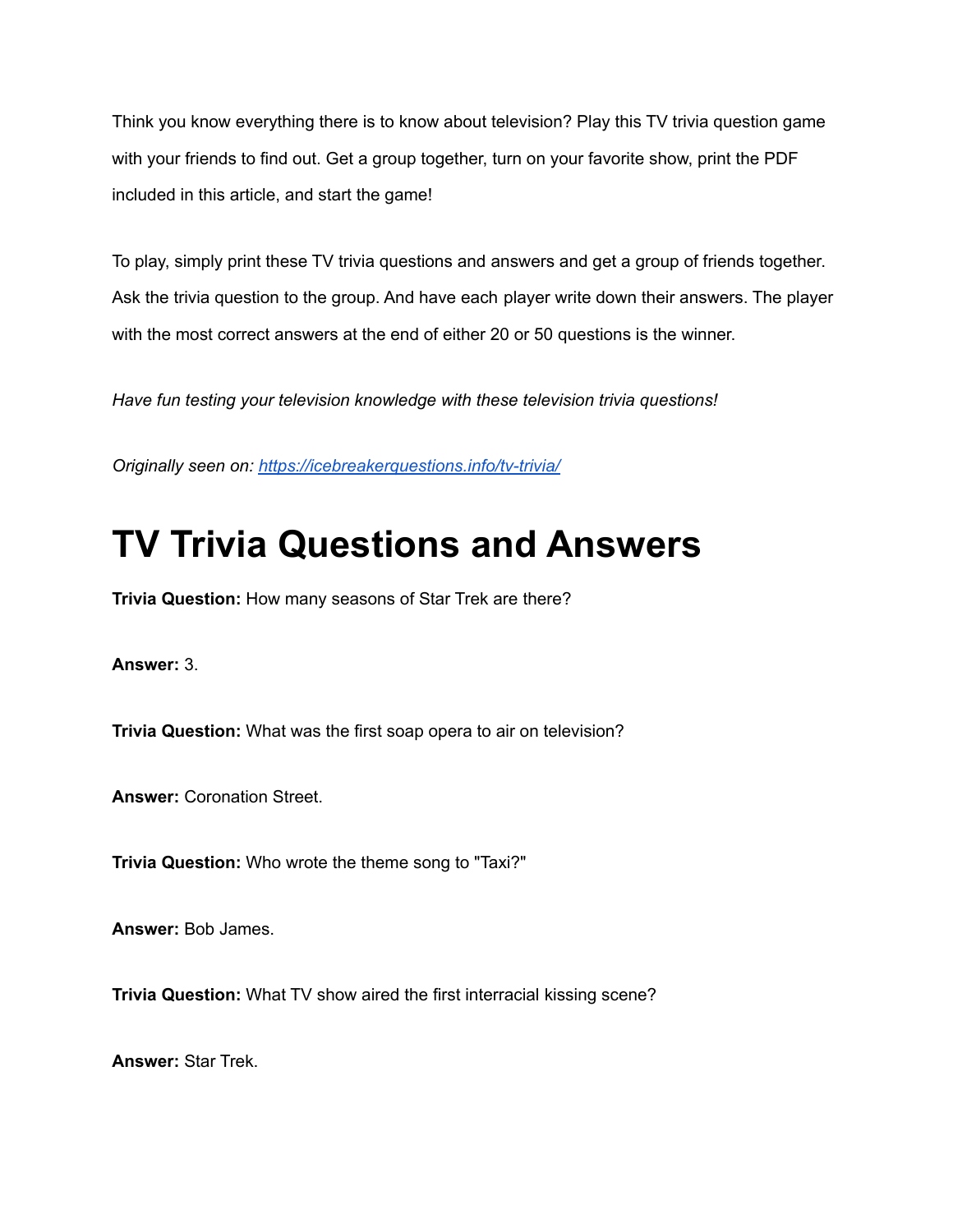Think you know everything there is to know about television? Play this TV trivia question game with your friends to find out. Get a group together, turn on your favorite show, print the PDF included in this article, and start the game!

To play, simply print these TV trivia questions and answers and get a group of friends together. Ask the trivia question to the group. And have each player write down their answers. The player with the most correct answers at the end of either 20 or 50 questions is the winner.

*Have fun testing your television knowledge with these television trivia questions!*

*Originally seen on: [https://icebreakerquestions.info/tv-trivia/](https://icebreakerquestions.info/tv-trivia/)*

# TV Trivia Questions and Answers

**Trivia Question:** How many seasons of Star Trek are there?

**Answer:** 3.

**Trivia Question:** What was the first soap opera to air on television?

**Answer:** Coronation Street.

**Trivia Question:** Who wrote the theme song to "Taxi?"

**Answer:** Bob James.

**Trivia Question:** What TV show aired the first interracial kissing scene?

**Answer:** Star Trek.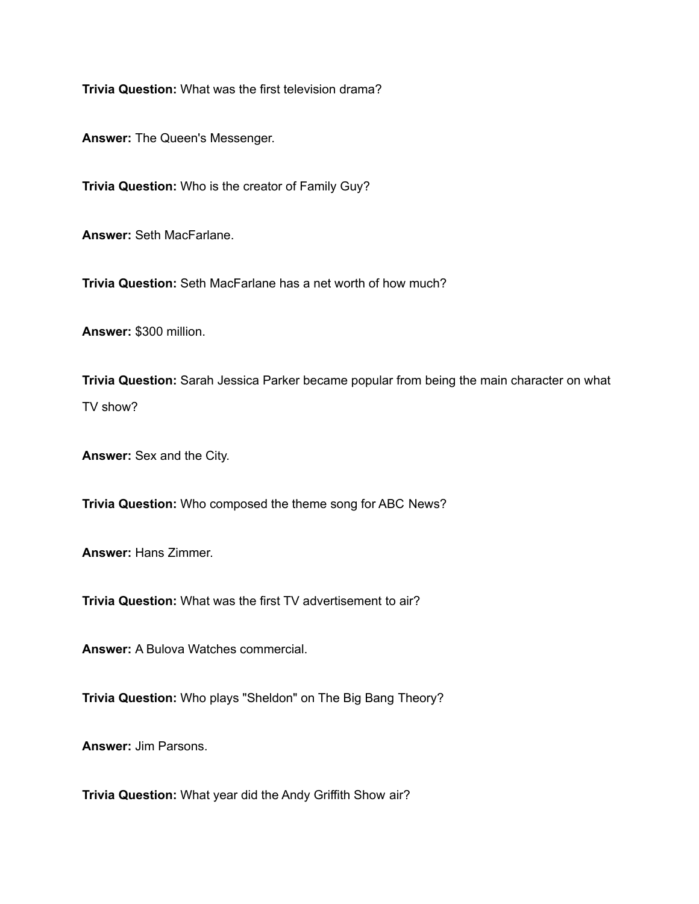**Trivia Question:** What was the first television drama?

**Answer:** The Queen's Messenger.

**Trivia Question:** Who is the creator of Family Guy?

**Answer:** Seth MacFarlane.

**Trivia Question:** Seth MacFarlane has a net worth of how much?

**Answer:** $300 million.

**Trivia Question:** Sarah Jessica Parker became popular from being the main character on what TV show?

**Answer:** Sex and the City.

**Trivia Question:** Who composed the theme song for ABC News?

**Answer:** Hans Zimmer.

**Trivia Question:** What was the first TV advertisement to air?

**Answer:** A Bulova Watches commercial.

**Trivia Question:** Who plays "Sheldon" on The Big Bang Theory?

**Answer:** Jim Parsons.

**Trivia Question:** What year did the Andy Griffith Show air?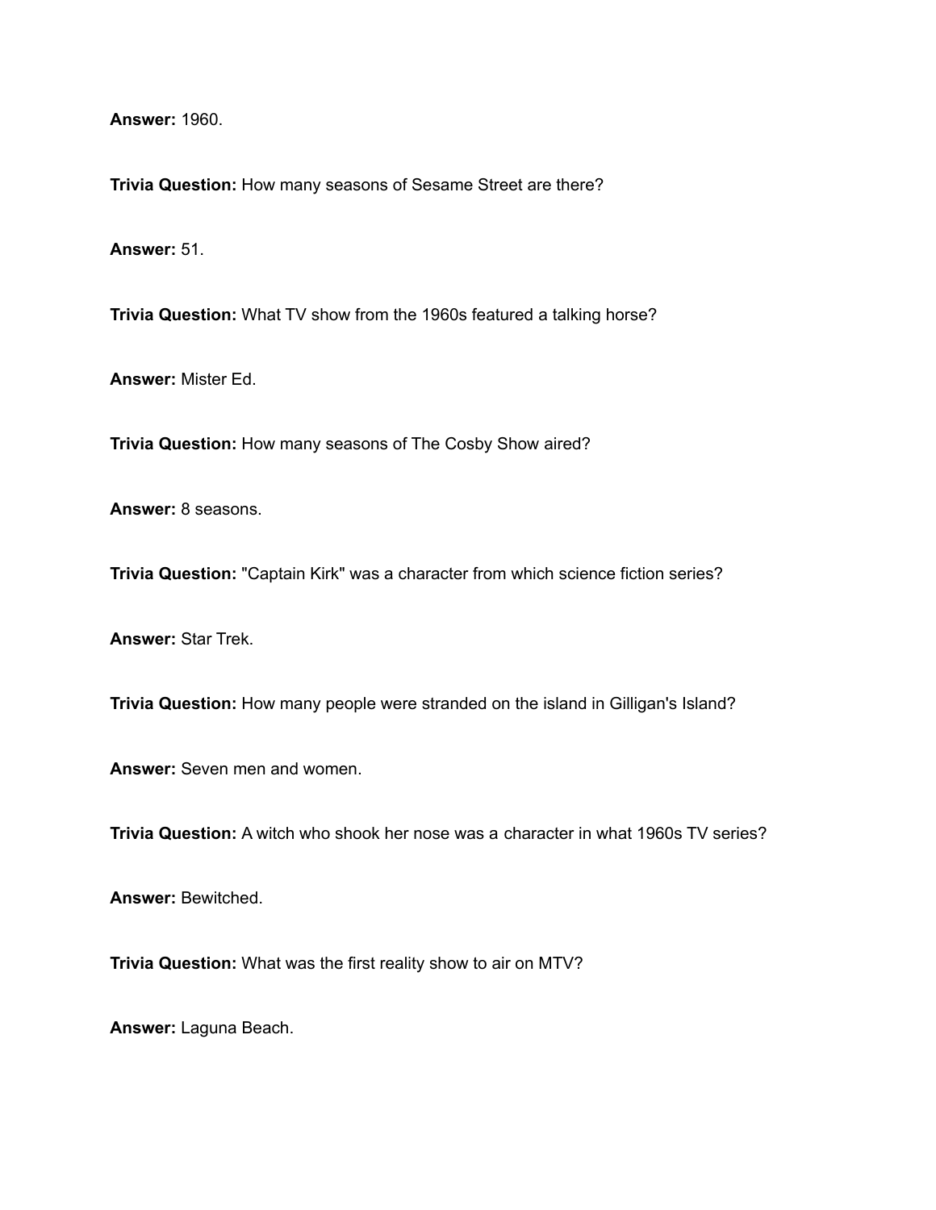**Answer:** 1960.

**Trivia Question:** How many seasons of Sesame Street are there?

**Answer:** 51.

**Trivia Question:** What TV show from the 1960s featured a talking horse?

**Answer:** Mister Ed.

**Trivia Question:** How many seasons of The Cosby Show aired?

**Answer:** 8 seasons.

**Trivia Question:** "Captain Kirk" was a character from which science fiction series?

**Answer:** Star Trek.

**Trivia Question:** How many people were stranded on the island in Gilligan's Island?

**Answer:** Seven men and women.

**Trivia Question:** A witch who shook her nose was a character in what 1960s TV series?

**Answer:** Bewitched.

**Trivia Question:** What was the first reality show to air on MTV?

**Answer:** Laguna Beach.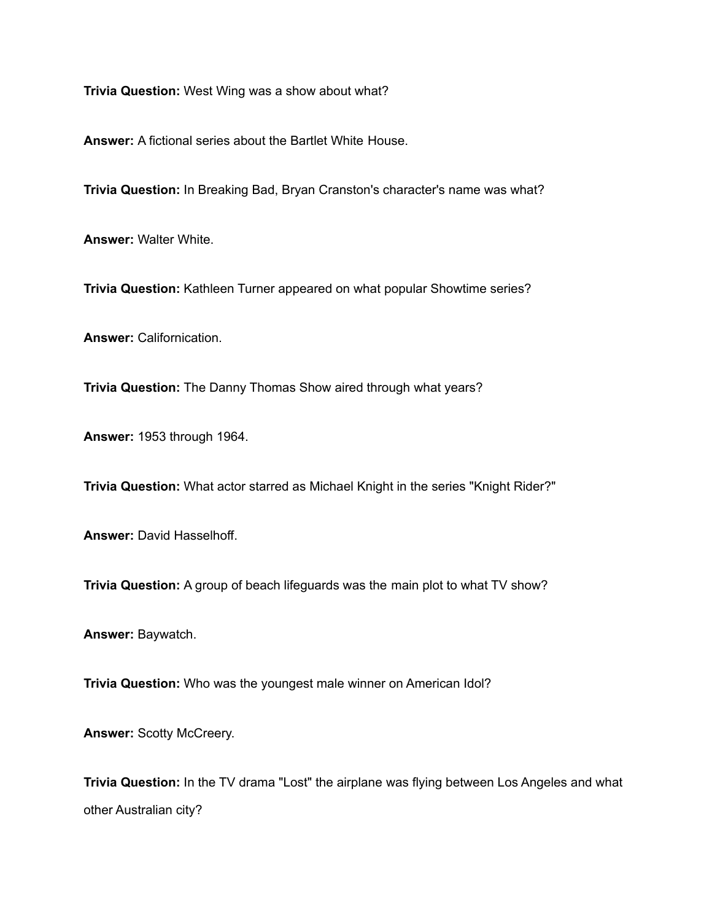**Trivia Question:** West Wing was a show about what?

**Answer:** A fictional series about the Bartlet White House.

**Trivia Question:** In Breaking Bad, Bryan Cranston's character's name was what?

**Answer:** Walter White.

**Trivia Question:** Kathleen Turner appeared on what popular Showtime series?

**Answer:** Californication.

**Trivia Question:** The Danny Thomas Show aired through what years?

**Answer:** 1953 through 1964.

**Trivia Question:** What actor starred as Michael Knight in the series "Knight Rider?"

**Answer:** David Hasselhoff.

**Trivia Question:** A group of beach lifeguards was the main plot to what TV show?

**Answer:** Baywatch.

**Trivia Question:** Who was the youngest male winner on American Idol?

**Answer:** Scotty McCreery.

**Trivia Question:** In the TV drama "Lost" the airplane was flying between Los Angeles and what other Australian city?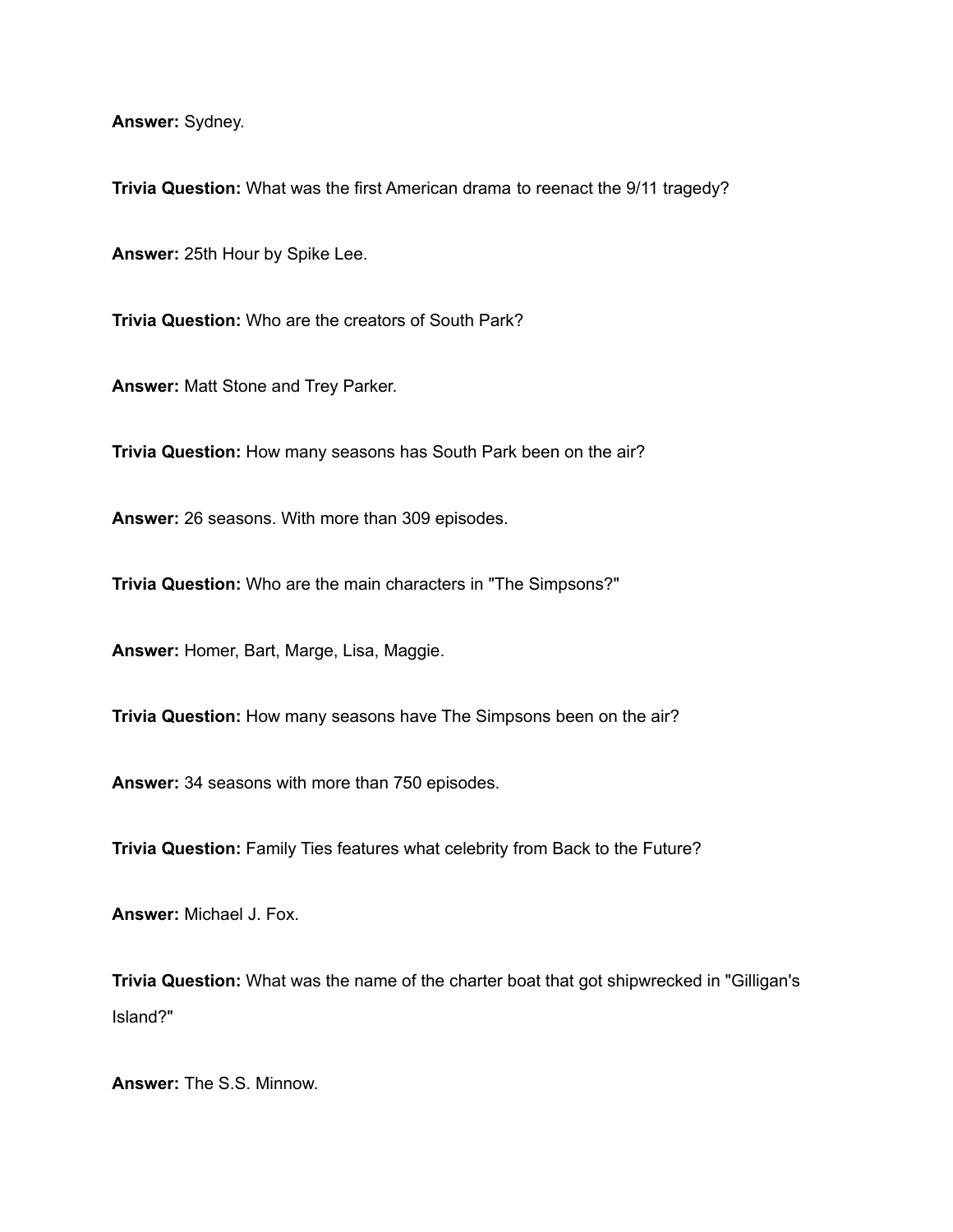**Answer:** Sydney.

**Trivia Question:** What was the first American drama to reenact the 9/11 tragedy?

**Answer:** 25th Hour by Spike Lee.

**Trivia Question:** Who are the creators of South Park?

**Answer:** Matt Stone and Trey Parker.

**Trivia Question:** How many seasons has South Park been on the air?

**Answer:** 26 seasons. With more than 309 episodes.

**Trivia Question:** Who are the main characters in "The Simpsons?"

**Answer:** Homer, Bart, Marge, Lisa, Maggie.

**Trivia Question:** How many seasons have The Simpsons been on the air?

**Answer:** 34 seasons with more than 750 episodes.

**Trivia Question:** Family Ties features what celebrity from Back to the Future?

**Answer:** Michael J. Fox.

**Trivia Question:** What was the name of the charter boat that got shipwrecked in "Gilligan's Island?"

**Answer:** The S.S. Minnow.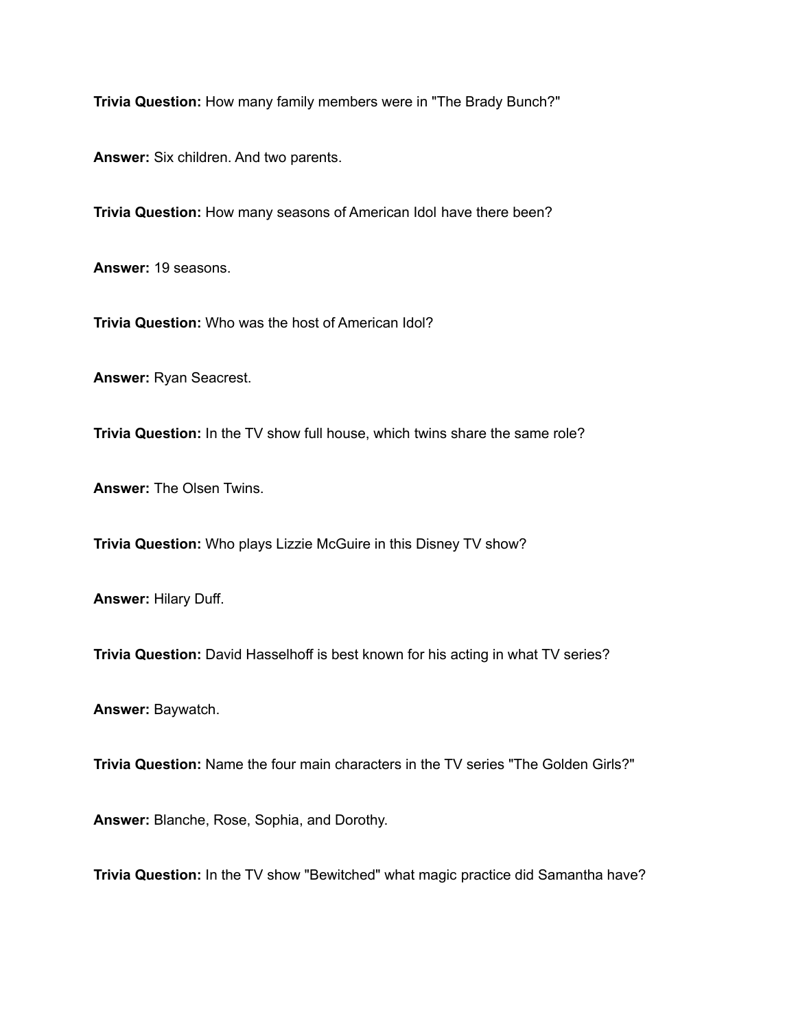**Trivia Question:** How many family members were in "The Brady Bunch?"

**Answer:** Six children. And two parents.

**Trivia Question:** How many seasons of American Idol have there been?

**Answer:** 19 seasons.

**Trivia Question:** Who was the host of American Idol?

**Answer:** Ryan Seacrest.

**Trivia Question:** In the TV show full house, which twins share the same role?

**Answer:** The Olsen Twins.

**Trivia Question:** Who plays Lizzie McGuire in this Disney TV show?

**Answer:** Hilary Duff.

**Trivia Question:** David Hasselhoff is best known for his acting in what TV series?

**Answer:** Baywatch.

**Trivia Question:** Name the four main characters in the TV series "The Golden Girls?"

**Answer:** Blanche, Rose, Sophia, and Dorothy.

**Trivia Question:** In the TV show "Bewitched" what magic practice did Samantha have?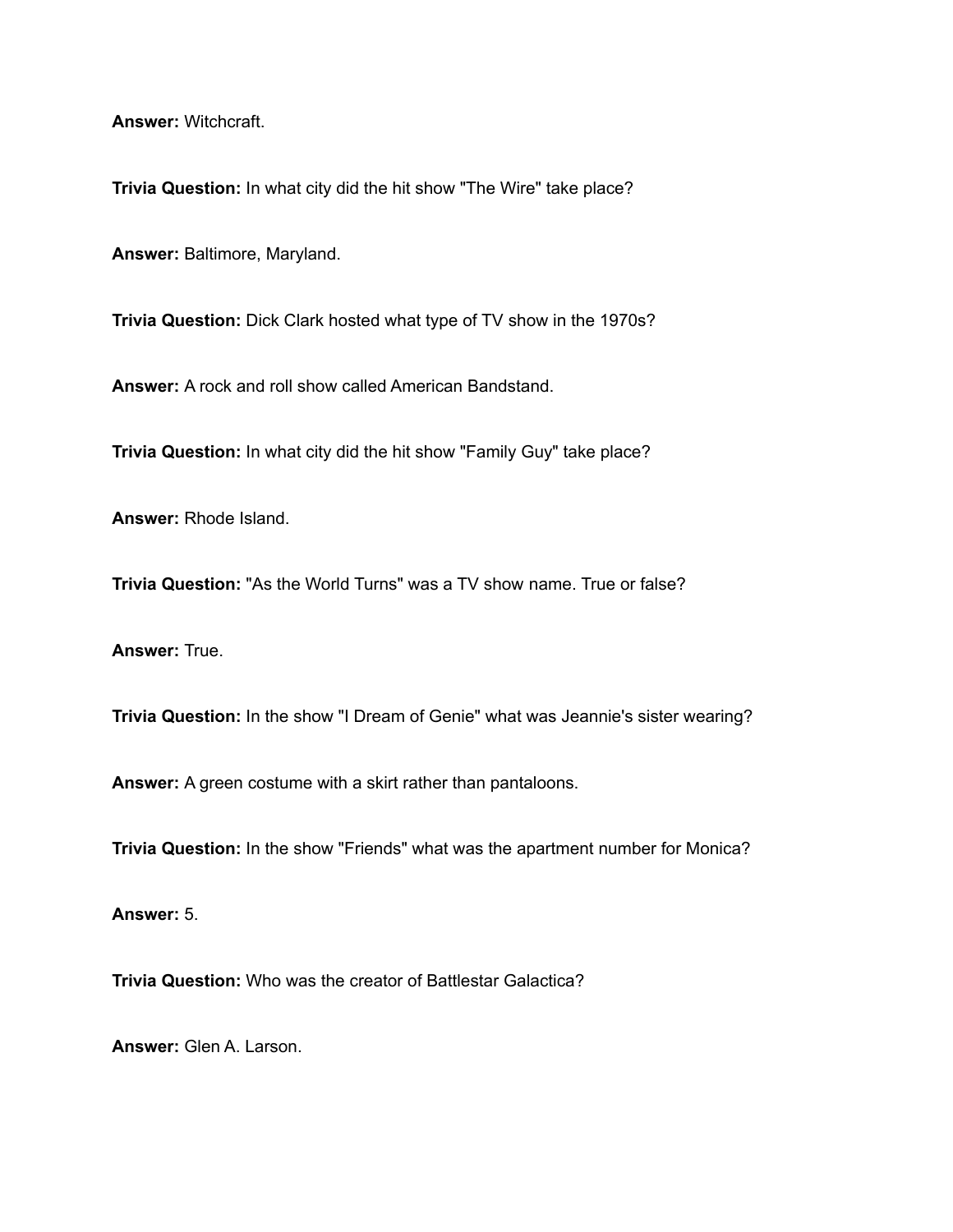**Answer:** Witchcraft.

**Trivia Question:** In what city did the hit show "The Wire" take place?

**Answer:** Baltimore, Maryland.

**Trivia Question:** Dick Clark hosted what type of TV show in the 1970s?

**Answer:** A rock and roll show called American Bandstand.

**Trivia Question:** In what city did the hit show "Family Guy" take place?

**Answer:** Rhode Island.

**Trivia Question:** "As the World Turns" was a TV show name. True or false?

**Answer:** True.

**Trivia Question:** In the show "I Dream of Genie" what was Jeannie's sister wearing?

**Answer:** A green costume with a skirt rather than pantaloons.

**Trivia Question:** In the show "Friends" what was the apartment number for Monica?

**Answer:** 5.

**Trivia Question:** Who was the creator of Battlestar Galactica?

**Answer:** Glen A. Larson.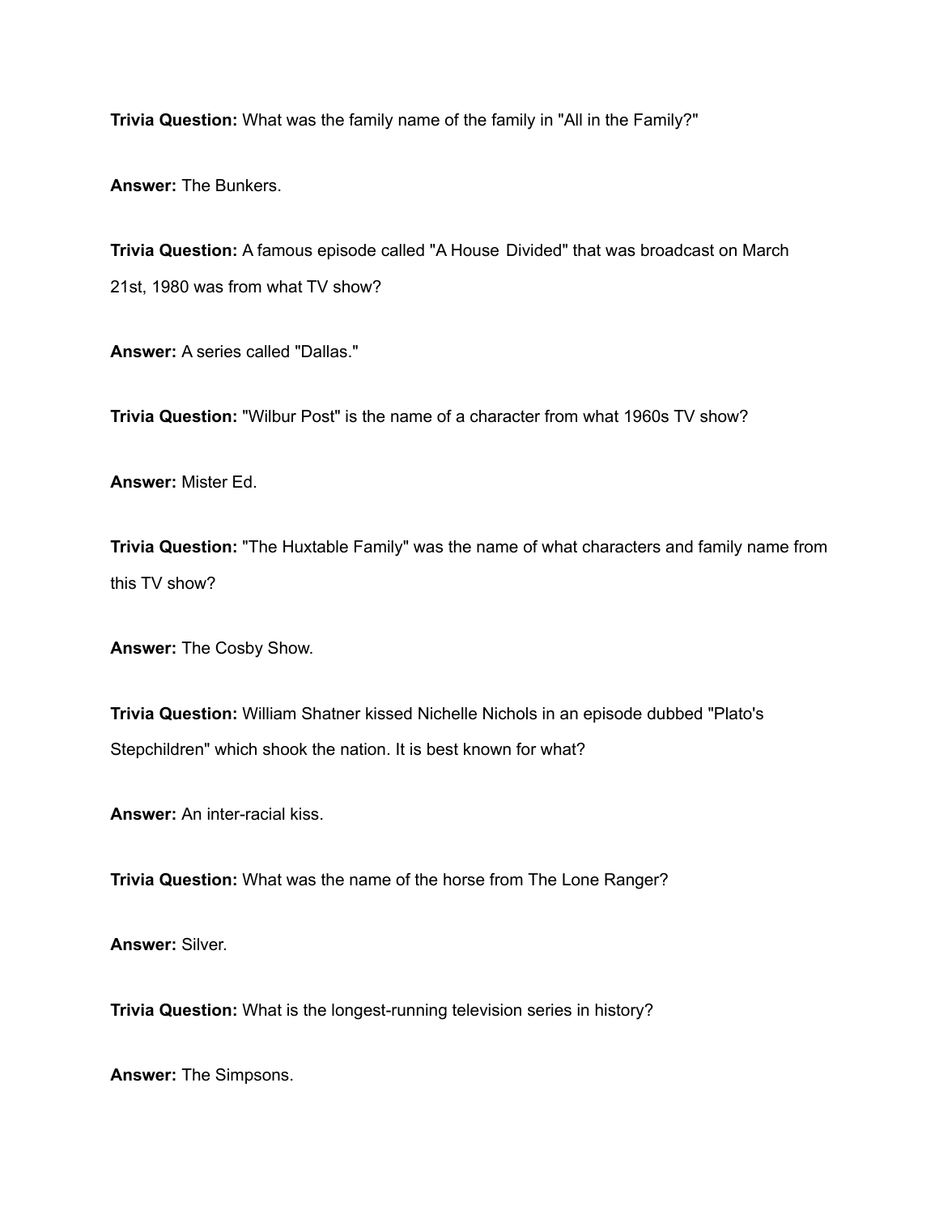**Trivia Question:** What was the family name of the family in "All in the Family?"

**Answer:** The Bunkers.

**Trivia Question:** A famous episode called "A House Divided" that was broadcast on March 21st, 1980 was from what TV show?

**Answer:** A series called "Dallas."

**Trivia Question:** "Wilbur Post" is the name of a character from what 1960s TV show?

**Answer:** Mister Ed.

**Trivia Question:** "The Huxtable Family" was the name of what characters and family name from this TV show?

**Answer:** The Cosby Show.

**Trivia Question:** William Shatner kissed Nichelle Nichols in an episode dubbed "Plato's Stepchildren" which shook the nation. It is best known for what?

**Answer:** An inter-racial kiss.

**Trivia Question:** What was the name of the horse from The Lone Ranger?

**Answer:** Silver.

**Trivia Question:** What is the longest-running television series in history?

**Answer:** The Simpsons.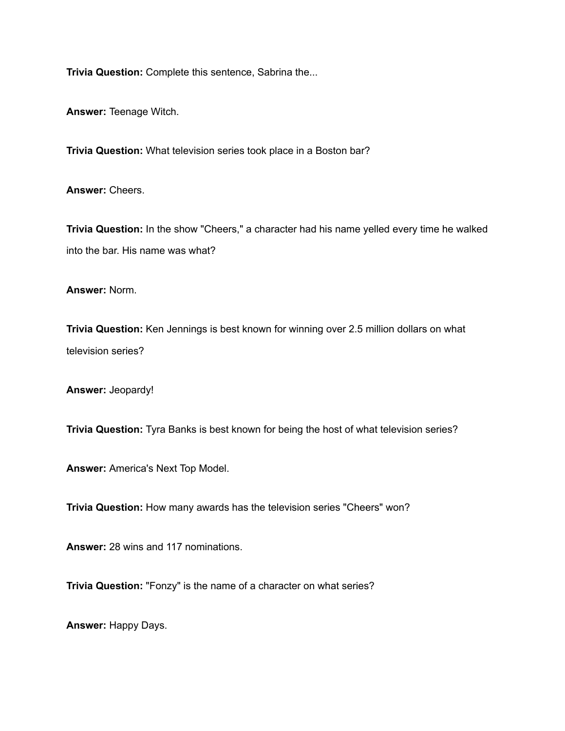**Trivia Question:** Complete this sentence, Sabrina the...

**Answer:** Teenage Witch.

**Trivia Question:** What television series took place in a Boston bar?

**Answer:** Cheers.

**Trivia Question:** In the show "Cheers," a character had his name yelled every time he walked into the bar. His name was what?

**Answer:** Norm.

**Trivia Question:** Ken Jennings is best known for winning over 2.5 million dollars on what television series?

**Answer:** Jeopardy!

**Trivia Question:** Tyra Banks is best known for being the host of what television series?

**Answer:** America's Next Top Model.

**Trivia Question:** How many awards has the television series "Cheers" won?

**Answer:** 28 wins and 117 nominations.

**Trivia Question:** "Fonzy" is the name of a character on what series?

**Answer:** Happy Days.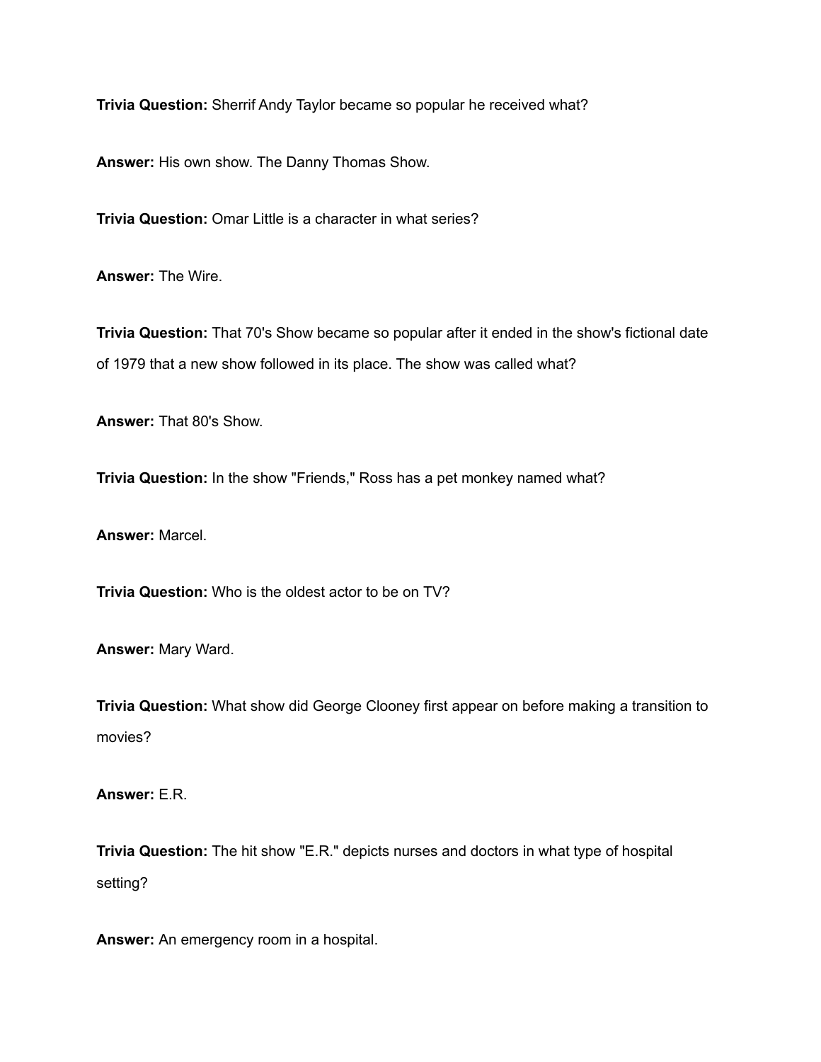**Trivia Question:** Sherrif Andy Taylor became so popular he received what?

**Answer:** His own show. The Danny Thomas Show.

**Trivia Question:** Omar Little is a character in what series?

**Answer:** The Wire.

**Trivia Question:** That 70's Show became so popular after it ended in the show's fictional date of 1979 that a new show followed in its place. The show was called what?

**Answer:** That 80's Show.

**Trivia Question:** In the show "Friends," Ross has a pet monkey named what?

**Answer:** Marcel.

**Trivia Question:** Who is the oldest actor to be on TV?

**Answer:** Mary Ward.

**Trivia Question:** What show did George Clooney first appear on before making a transition to movies?

**Answer:** E.R.

**Trivia Question:** The hit show "E.R." depicts nurses and doctors in what type of hospital setting?

**Answer:** An emergency room in a hospital.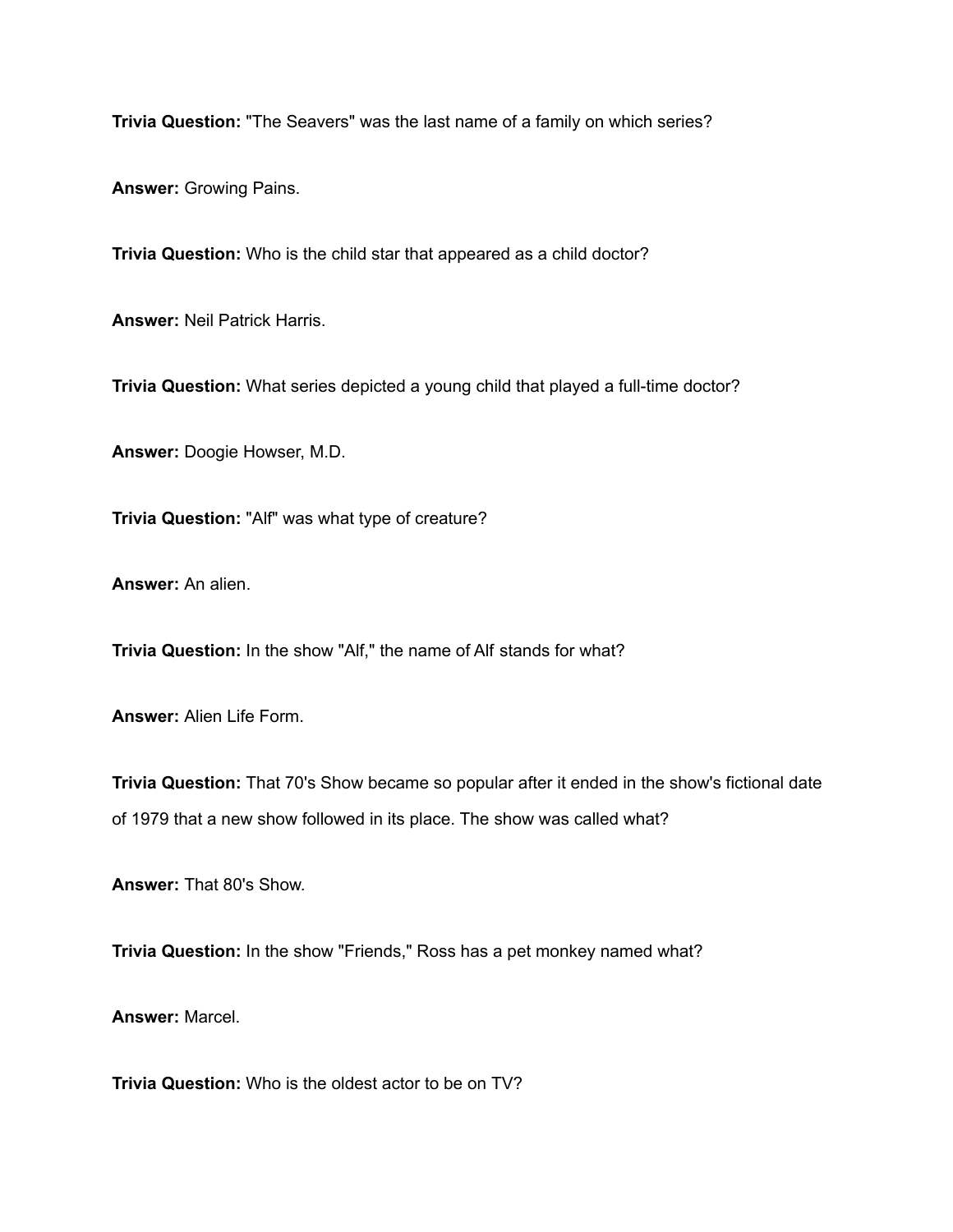**Trivia Question:** "The Seavers" was the last name of a family on which series?

**Answer:** Growing Pains.

**Trivia Question:** Who is the child star that appeared as a child doctor?

**Answer:** Neil Patrick Harris.

**Trivia Question:** What series depicted a young child that played a full-time doctor?

**Answer:** Doogie Howser, M.D.

**Trivia Question:** "Alf" was what type of creature?

**Answer:** An alien.

**Trivia Question:** In the show "Alf," the name of Alf stands for what?

**Answer:** Alien Life Form.

**Trivia Question:** That 70's Show became so popular after it ended in the show's fictional date of 1979 that a new show followed in its place. The show was called what?

**Answer:** That 80's Show.

**Trivia Question:** In the show "Friends," Ross has a pet monkey named what?

**Answer:** Marcel.

**Trivia Question:** Who is the oldest actor to be on TV?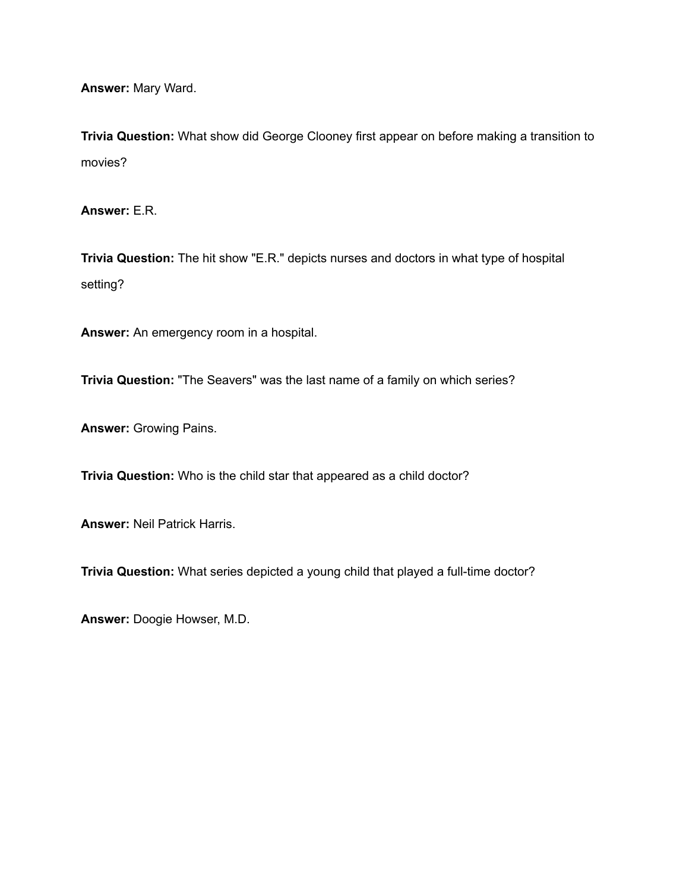**Answer:** Mary Ward.

**Trivia Question:** What show did George Clooney first appear on before making a transition to movies?

**Answer:** E.R.

**Trivia Question:** The hit show "E.R." depicts nurses and doctors in what type of hospital setting?

**Answer:** An emergency room in a hospital.

**Trivia Question:** "The Seavers" was the last name of a family on which series?

**Answer:** Growing Pains.

**Trivia Question:** Who is the child star that appeared as a child doctor?

**Answer:** Neil Patrick Harris.

**Trivia Question:** What series depicted a young child that played a full-time doctor?

**Answer:** Doogie Howser, M.D.